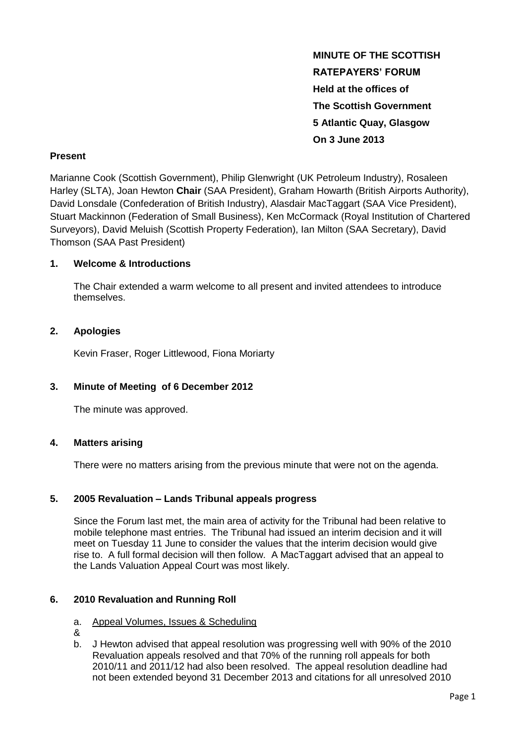**MINUTE OF THE SCOTTISH RATEPAYERS' FORUM**
**Held at the offices of**
**The Scottish Government**
**5 Atlantic Quay, Glasgow**
**On 3 June 2013**

**Present**

Marianne Cook (Scottish Government), Philip Glenwright (UK Petroleum Industry), Rosaleen Harley (SLTA), Joan Hewton **Chair** (SAA President), Graham Howarth (British Airports Authority), David Lonsdale (Confederation of British Industry), Alasdair MacTaggart (SAA Vice President), Stuart Mackinnon (Federation of Small Business), Ken McCormack (Royal Institution of Chartered Surveyors), David Meluish (Scottish Property Federation), Ian Milton (SAA Secretary), David Thomson (SAA Past President)

## 1. Welcome & Introductions

The Chair extended a warm welcome to all present and invited attendees to introduce themselves.

## 2. Apologies

Kevin Fraser, Roger Littlewood, Fiona Moriarty

## 3. Minute of Meeting of 6 December 2012

The minute was approved.

## 4. Matters arising

There were no matters arising from the previous minute that were not on the agenda.

## 5. 2005 Revaluation – Lands Tribunal appeals progress

Since the Forum last met, the main area of activity for the Tribunal had been relative to mobile telephone mast entries. The Tribunal had issued an interim decision and it will meet on Tuesday 11 June to consider the values that the interim decision would give rise to. A full formal decision will then follow. A MacTaggart advised that an appeal to the Lands Valuation Appeal Court was most likely.

## 6. 2010 Revaluation and Running Roll

a. Appeal Volumes, Issues & Scheduling

&

b. J Hewton advised that appeal resolution was progressing well with 90% of the 2010 Revaluation appeals resolved and that 70% of the running roll appeals for both 2010/11 and 2011/12 had also been resolved. The appeal resolution deadline had not been extended beyond 31 December 2013 and citations for all unresolved 2010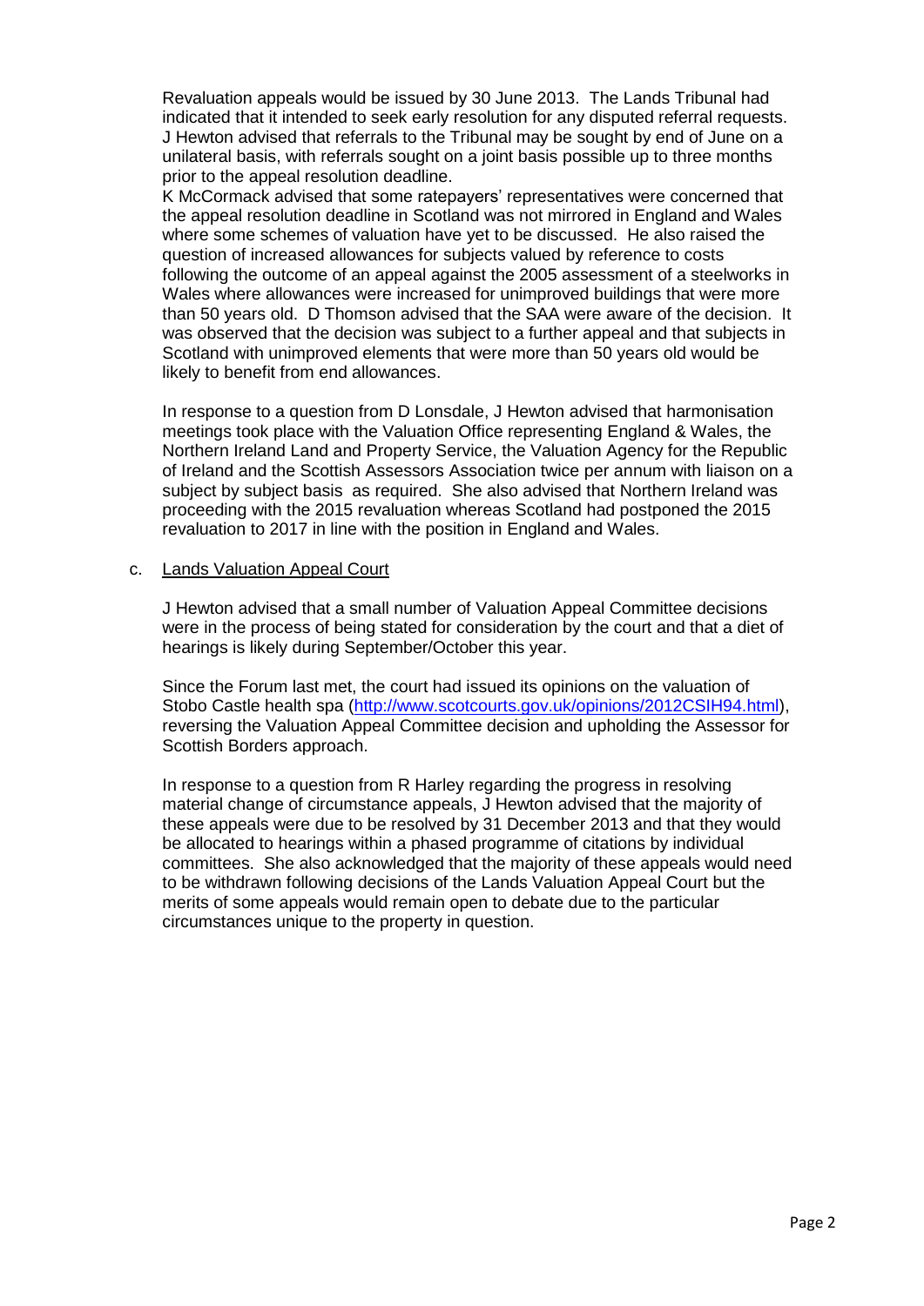Revaluation appeals would be issued by 30 June 2013. The Lands Tribunal had indicated that it intended to seek early resolution for any disputed referral requests. J Hewton advised that referrals to the Tribunal may be sought by end of June on a unilateral basis, with referrals sought on a joint basis possible up to three months prior to the appeal resolution deadline.

K McCormack advised that some ratepayers' representatives were concerned that the appeal resolution deadline in Scotland was not mirrored in England and Wales where some schemes of valuation have yet to be discussed. He also raised the question of increased allowances for subjects valued by reference to costs following the outcome of an appeal against the 2005 assessment of a steelworks in Wales where allowances were increased for unimproved buildings that were more than 50 years old. D Thomson advised that the SAA were aware of the decision. It was observed that the decision was subject to a further appeal and that subjects in Scotland with unimproved elements that were more than 50 years old would be likely to benefit from end allowances.

In response to a question from D Lonsdale, J Hewton advised that harmonisation meetings took place with the Valuation Office representing England & Wales, the Northern Ireland Land and Property Service, the Valuation Agency for the Republic of Ireland and the Scottish Assessors Association twice per annum with liaison on a subject by subject basis as required. She also advised that Northern Ireland was proceeding with the 2015 revaluation whereas Scotland had postponed the 2015 revaluation to 2017 in line with the position in England and Wales.

c. Lands Valuation Appeal Court

J Hewton advised that a small number of Valuation Appeal Committee decisions were in the process of being stated for consideration by the court and that a diet of hearings is likely during September/October this year.

Since the Forum last met, the court had issued its opinions on the valuation of Stobo Castle health spa (http://www.scotcourts.gov.uk/opinions/2012CSIH94.html), reversing the Valuation Appeal Committee decision and upholding the Assessor for Scottish Borders approach.

In response to a question from R Harley regarding the progress in resolving material change of circumstance appeals, J Hewton advised that the majority of these appeals were due to be resolved by 31 December 2013 and that they would be allocated to hearings within a phased programme of citations by individual committees. She also acknowledged that the majority of these appeals would need to be withdrawn following decisions of the Lands Valuation Appeal Court but the merits of some appeals would remain open to debate due to the particular circumstances unique to the property in question.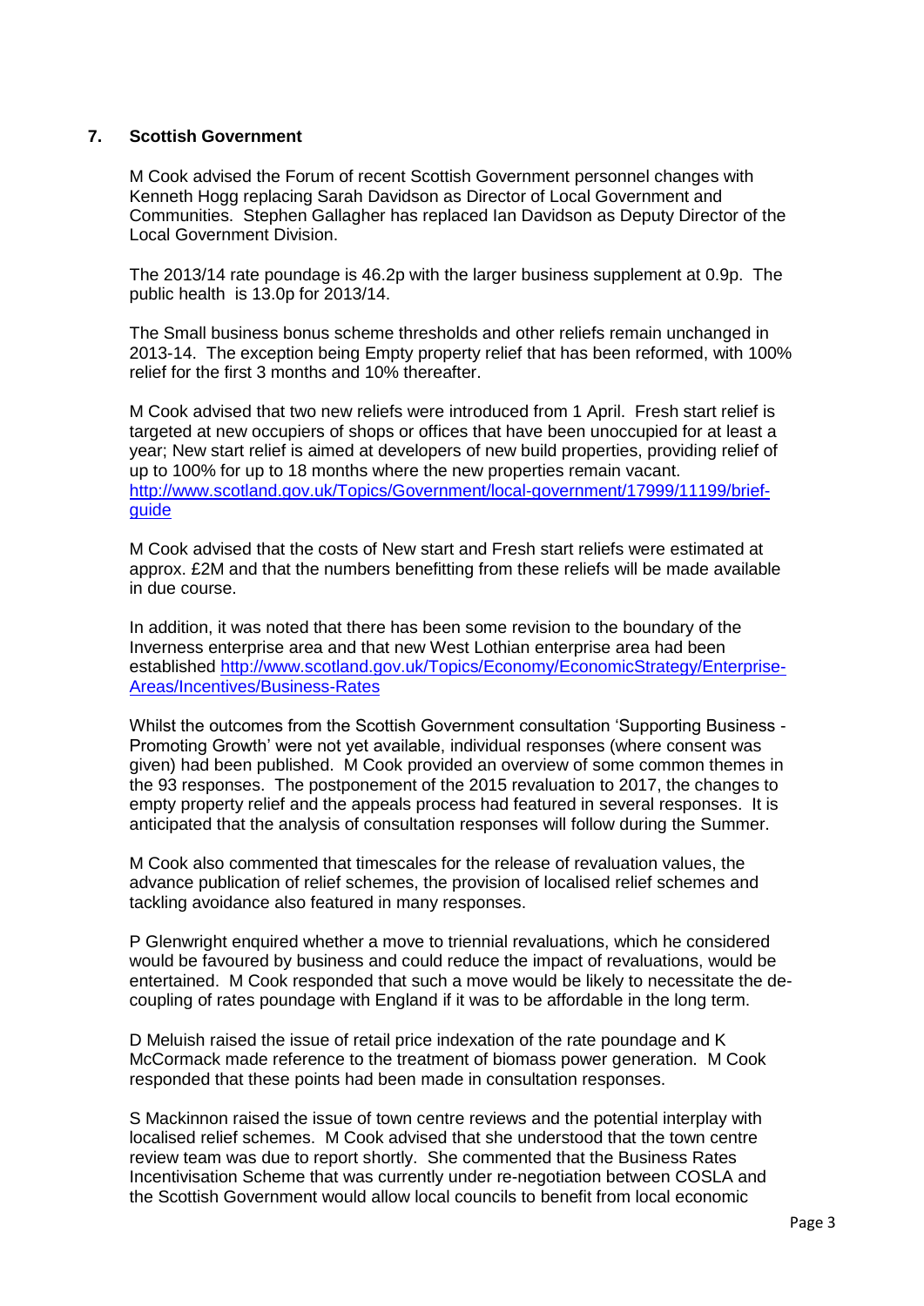## 7. Scottish Government

M Cook advised the Forum of recent Scottish Government personnel changes with Kenneth Hogg replacing Sarah Davidson as Director of Local Government and Communities. Stephen Gallagher has replaced Ian Davidson as Deputy Director of the Local Government Division.

The 2013/14 rate poundage is 46.2p with the larger business supplement at 0.9p. The public health is 13.0p for 2013/14.

The Small business bonus scheme thresholds and other reliefs remain unchanged in 2013-14. The exception being Empty property relief that has been reformed, with 100% relief for the first 3 months and 10% thereafter.

M Cook advised that two new reliefs were introduced from 1 April. Fresh start relief is targeted at new occupiers of shops or offices that have been unoccupied for at least a year; New start relief is aimed at developers of new build properties, providing relief of up to 100% for up to 18 months where the new properties remain vacant. [http://www.scotland.gov.uk/Topics/Government/local-government/17999/11199/brief-guide](http://www.scotland.gov.uk/Topics/Government/local-government/17999/11199/brief-guide)

M Cook advised that the costs of New start and Fresh start reliefs were estimated at approx. £2M and that the numbers benefitting from these reliefs will be made available in due course.

In addition, it was noted that there has been some revision to the boundary of the Inverness enterprise area and that new West Lothian enterprise area had been established [http://www.scotland.gov.uk/Topics/Economy/EconomicStrategy/Enterprise-Areas/Incentives/Business-Rates](http://www.scotland.gov.uk/Topics/Economy/EconomicStrategy/Enterprise-Areas/Incentives/Business-Rates)

Whilst the outcomes from the Scottish Government consultation 'Supporting Business - Promoting Growth' were not yet available, individual responses (where consent was given) had been published. M Cook provided an overview of some common themes in the 93 responses. The postponement of the 2015 revaluation to 2017, the changes to empty property relief and the appeals process had featured in several responses. It is anticipated that the analysis of consultation responses will follow during the Summer.

M Cook also commented that timescales for the release of revaluation values, the advance publication of relief schemes, the provision of localised relief schemes and tackling avoidance also featured in many responses.

P Glenwright enquired whether a move to triennial revaluations, which he considered would be favoured by business and could reduce the impact of revaluations, would be entertained. M Cook responded that such a move would be likely to necessitate the de-coupling of rates poundage with England if it was to be affordable in the long term.

D Meluish raised the issue of retail price indexation of the rate poundage and K McCormack made reference to the treatment of biomass power generation. M Cook responded that these points had been made in consultation responses.

S Mackinnon raised the issue of town centre reviews and the potential interplay with localised relief schemes. M Cook advised that she understood that the town centre review team was due to report shortly. She commented that the Business Rates Incentivisation Scheme that was currently under re-negotiation between COSLA and the Scottish Government would allow local councils to benefit from local economic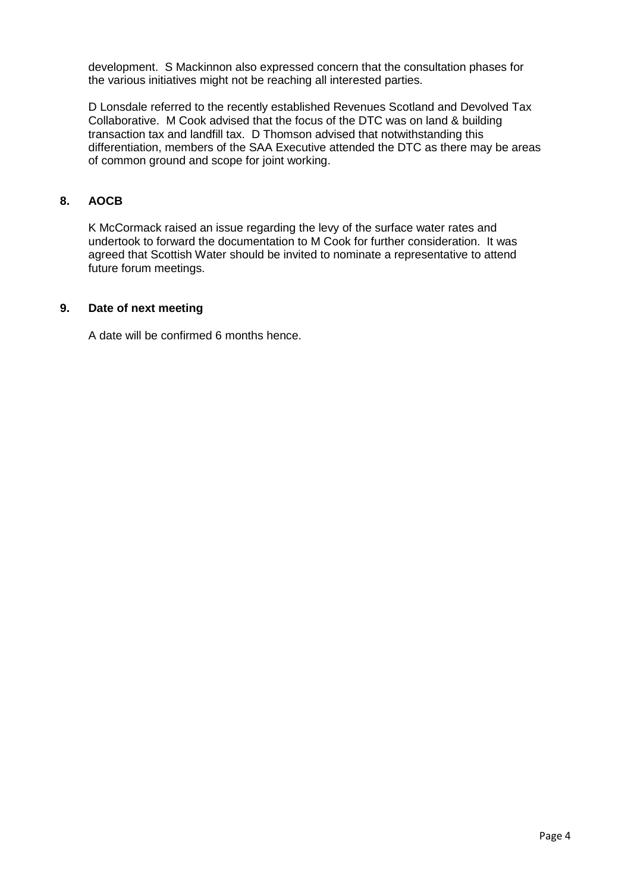development. S Mackinnon also expressed concern that the consultation phases for the various initiatives might not be reaching all interested parties.

D Lonsdale referred to the recently established Revenues Scotland and Devolved Tax Collaborative. M Cook advised that the focus of the DTC was on land & building transaction tax and landfill tax. D Thomson advised that notwithstanding this differentiation, members of the SAA Executive attended the DTC as there may be areas of common ground and scope for joint working.

## 8. AOCB

K McCormack raised an issue regarding the levy of the surface water rates and undertook to forward the documentation to M Cook for further consideration. It was agreed that Scottish Water should be invited to nominate a representative to attend future forum meetings.

## 9. Date of next meeting

A date will be confirmed 6 months hence.